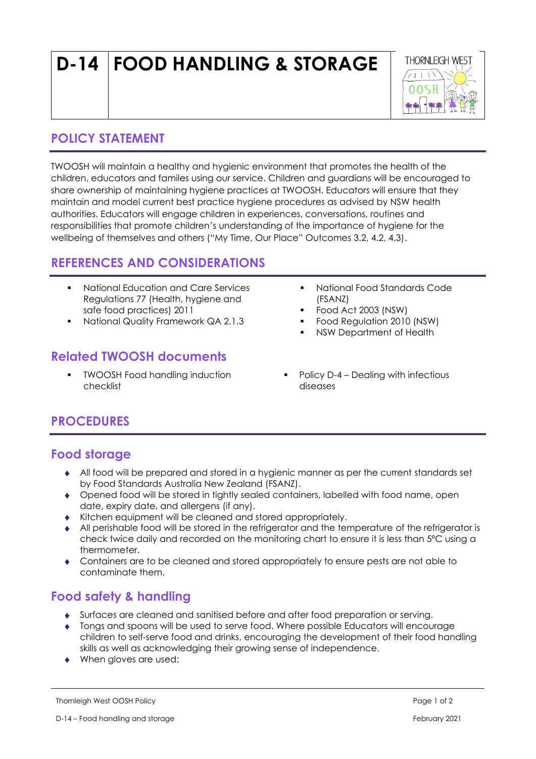# D-14 FOOD HANDLING & STORAGE

## POLICY STATEMENT

TWOOSH will maintain a healthy and hygienic environment that promotes the health of the children, educators and familes using our service. Children and guardians will be encouraged to share ownership of maintaining hygiene practices at TWOOSH. Educators will ensure that they maintain and model current best practice hygiene procedures as advised by NSW health authorities. Educators will engage children in experiences, conversations, routines and responsibilities that promote children's understanding of the importance of hygiene for the wellbeing of themselves and others ("My Time, Our Place" Outcomes 3.2, 4.2, 4.3).

## REFERENCES AND CONSIDERATIONS

- National Education and Care Services Regulations 77 (Health, hygiene and safe food practices) 2011
- National Quality Framework QA 2.1.3
- National Food Standards Code (FSANZ)
- Food Act 2003 (NSW)
- Food Regulation 2010 (NSW)
- NSW Department of Health

## Related TWOOSH documents

- TWOOSH Food handling induction checklist
- Policy D-4 – Dealing with infectious diseases

## PROCEDURES

### Food storage

- All food will be prepared and stored in a hygienic manner as per the current standards set by Food Standards Australia New Zealand (FSANZ).
- Opened food will be stored in tightly sealed containers, labelled with food name, open date, expiry date, and allergens (if any).
- Kitchen equipment will be cleaned and stored appropriately.
- All perishable food will be stored in the refrigerator and the temperature of the refrigerator is check twice daily and recorded on the monitoring chart to ensure it is less than 5°C using a thermometer.
- Containers are to be cleaned and stored appropriately to ensure pests are not able to contaminate them.

### Food safety & handling

- Surfaces are cleaned and sanitised before and after food preparation or serving.
- Tongs and spoons will be used to serve food. Where possible Educators will encourage children to self-serve food and drinks, encouraging the development of their food handling skills as well as acknowledging their growing sense of independence.
- When gloves are used: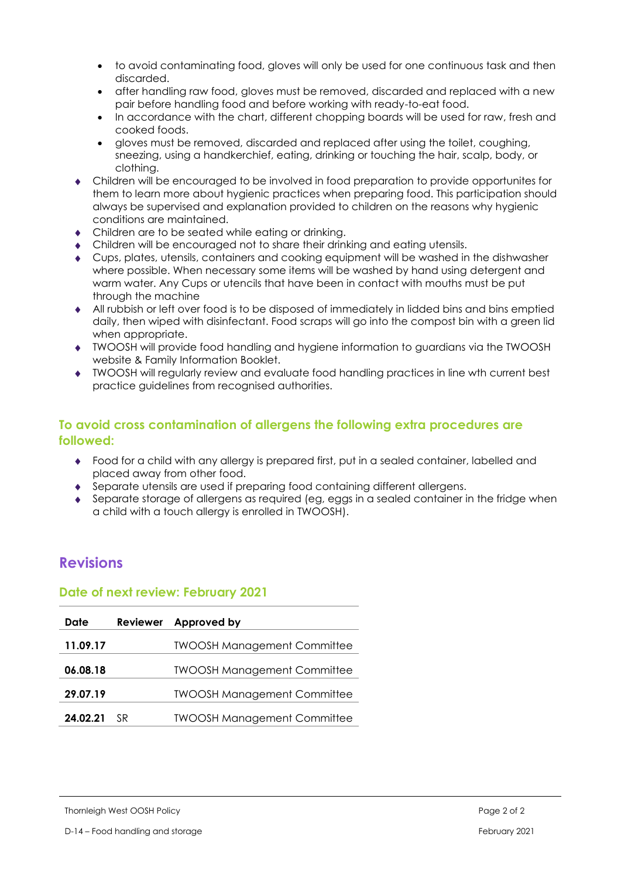- to avoid contaminating food, gloves will only be used for one continuous task and then discarded.
  - after handling raw food, gloves must be removed, discarded and replaced with a new pair before handling food and before working with ready-to-eat food.
  - In accordance with the chart, different chopping boards will be used for raw, fresh and cooked foods.
  - gloves must be removed, discarded and replaced after using the toilet, coughing, sneezing, using a handkerchief, eating, drinking or touching the hair, scalp, body, or clothing.
- Children will be encouraged to be involved in food preparation to provide opportunites for them to learn more about hygienic practices when preparing food. This participation should always be supervised and explanation provided to children on the reasons why hygienic conditions are maintained.
- Children are to be seated while eating or drinking.
- Children will be encouraged not to share their drinking and eating utensils.
- Cups, plates, utensils, containers and cooking equipment will be washed in the dishwasher where possible. When necessary some items will be washed by hand using detergent and warm water. Any Cups or utencils that have been in contact with mouths must be put through the machine
- All rubbish or left over food is to be disposed of immediately in lidded bins and bins emptied daily, then wiped with disinfectant. Food scraps will go into the compost bin with a green lid when appropriate.
- TWOOSH will provide food handling and hygiene information to guardians via the TWOOSH website & Family Information Booklet.
- TWOOSH will regularly review and evaluate food handling practices in line wth current best practice guidelines from recognised authorities.

### To avoid cross contamination of allergens the following extra procedures are followed:

- Food for a child with any allergy is prepared first, put in a sealed container, labelled and placed away from other food.
- Separate utensils are used if preparing food containing different allergens.
- Separate storage of allergens as required (eg, eggs in a sealed container in the fridge when a child with a touch allergy is enrolled in TWOOSH).

## Revisions

### Date of next review: February 2021

| Date | Reviewer | Approved by |
|---|---|---|
| **11.09.17** | | TWOOSH Management Committee |
| **06.08.18** | | TWOOSH Management Committee |
| **29.07.19** | | TWOOSH Management Committee |
| **24.02.21** | SR | TWOOSH Management Committee |